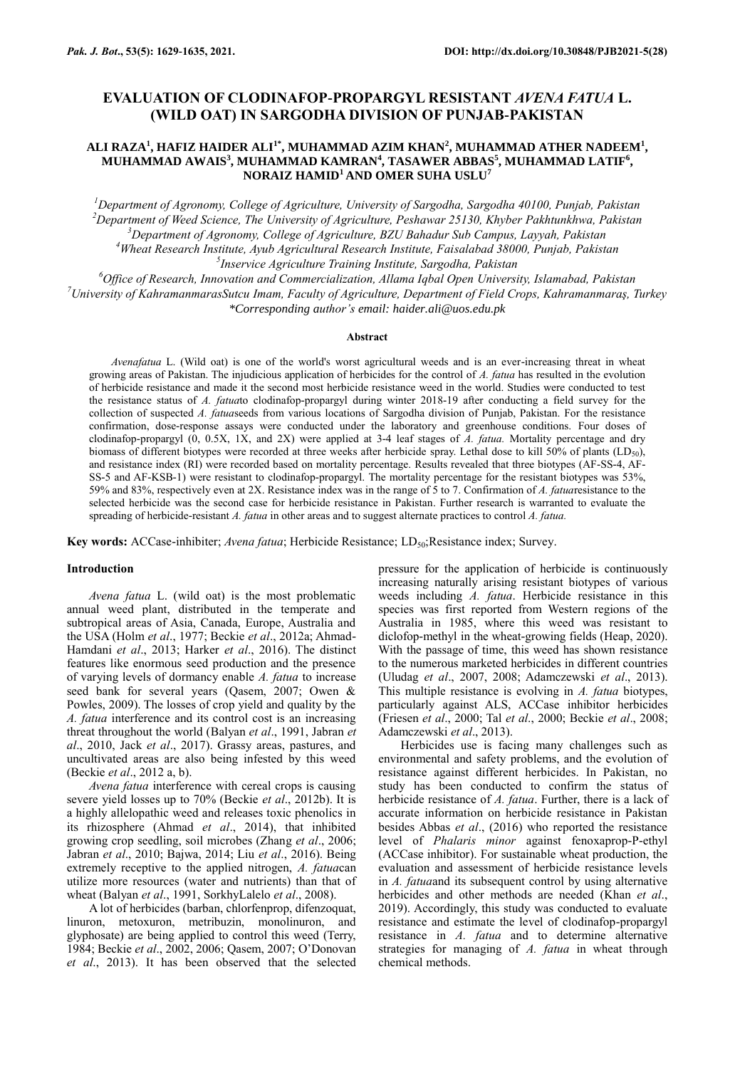# EVALUATION OF CLODINAFOP-PROPARGYL RESISTANT *AVENA FATUA* L. (WILD OAT) IN SARGODHA DIVISION OF PUNJAB-PAKISTAN

**ALI RAZA[1], HAFIZ HAIDER ALI[1*], MUHAMMAD AZIM KHAN[2], MUHAMMAD ATHER NADEEM[1], MUHAMMAD AWAIS[3], MUHAMMAD KAMRAN[4], TASAWER ABBAS[5], MUHAMMAD LATIF[6], NORAIZ HAMID[1] AND OMER SUHA USLU[7]**

[1]*Department of Agronomy, College of Agriculture, University of Sargodha, Sargodha 40100, Punjab, Pakistan*
[2]*Department of Weed Science, The University of Agriculture, Peshawar 25130, Khyber Pakhtunkhwa, Pakistan*
[3]*Department of Agronomy, College of Agriculture, BZU Bahadur Sub Campus, Layyah, Pakistan*
[4]*Wheat Research Institute, Ayub Agricultural Research Institute, Faisalabad 38000, Punjab, Pakistan*
[5]*Inservice Agriculture Training Institute, Sargodha, Pakistan*
[6]*Office of Research, Innovation and Commercialization, Allama Iqbal Open University, Islamabad, Pakistan*
[7]*University of KahramanmarasSutcu Imam, Faculty of Agriculture, Department of Field Crops, Kahramanmaraş, Turkey*
*\*Corresponding author's email: haider.ali@uos.edu.pk*

## Abstract

*Avenafatua* L. (Wild oat) is one of the world's worst agricultural weeds and is an ever-increasing threat in wheat growing areas of Pakistan. The injudicious application of herbicides for the control of *A. fatua* has resulted in the evolution of herbicide resistance and made it the second most herbicide resistance weed in the world. Studies were conducted to test the resistance status of *A. fatua*to clodinafop-propargyl during winter 2018-19 after conducting a field survey for the collection of suspected *A. fatua*seeds from various locations of Sargodha division of Punjab, Pakistan. For the resistance confirmation, dose-response assays were conducted under the laboratory and greenhouse conditions. Four doses of clodinafop-propargyl (0, 0.5X, 1X, and 2X) were applied at 3-4 leaf stages of *A. fatua.* Mortality percentage and dry biomass of different biotypes were recorded at three weeks after herbicide spray. Lethal dose to kill 50% of plants ($LD_{50}$), and resistance index (RI) were recorded based on mortality percentage. Results revealed that three biotypes (AF-SS-4, AF-SS-5 and AF-KSB-1) were resistant to clodinafop-propargyl. The mortality percentage for the resistant biotypes was 53%, 59% and 83%, respectively even at 2X. Resistance index was in the range of 5 to 7. Confirmation of *A. fatua*resistance to the selected herbicide was the second case for herbicide resistance in Pakistan. Further research is warranted to evaluate the spreading of herbicide-resistant *A. fatua* in other areas and to suggest alternate practices to control *A. fatua.*

**Key words:** ACCase-inhibiter; *Avena fatua*; Herbicide Resistance; $LD_{50}$;Resistance index; Survey.

## Introduction

*Avena fatua* L. (wild oat) is the most problematic annual weed plant, distributed in the temperate and subtropical areas of Asia, Canada, Europe, Australia and the USA (Holm *et al*., 1977; Beckie *et al*., 2012a; Ahmad-Hamdani *et al*., 2013; Harker *et al*., 2016). The distinct features like enormous seed production and the presence of varying levels of dormancy enable *A. fatua* to increase seed bank for several years (Qasem, 2007; Owen & Powles, 2009). The losses of crop yield and quality by the *A. fatua* interference and its control cost is an increasing threat throughout the world (Balyan *et al*., 1991, Jabran *et al*., 2010, Jack *et al*., 2017). Grassy areas, pastures, and uncultivated areas are also being infested by this weed (Beckie *et al*., 2012 a, b).

*Avena fatua* interference with cereal crops is causing severe yield losses up to 70% (Beckie *et al*., 2012b). It is a highly allelopathic weed and releases toxic phenolics in its rhizosphere (Ahmad *et al*., 2014), that inhibited growing crop seedling, soil microbes (Zhang *et al*., 2006; Jabran *et al*., 2010; Bajwa, 2014; Liu *et al*., 2016). Being extremely receptive to the applied nitrogen, *A. fatua*can utilize more resources (water and nutrients) than that of wheat (Balyan *et al*., 1991, SorkhyLalelo *et al*., 2008).

A lot of herbicides (barban, chlorfenprop, difenzoquat, linuron, metoxuron, metribuzin, monolinuron, and glyphosate) are being applied to control this weed (Terry, 1984; Beckie *et al*., 2002, 2006; Qasem, 2007; O'Donovan *et al*., 2013). It has been observed that the selected pressure for the application of herbicide is continuously increasing naturally arising resistant biotypes of various weeds including *A. fatua*. Herbicide resistance in this species was first reported from Western regions of the Australia in 1985, where this weed was resistant to diclofop-methyl in the wheat-growing fields (Heap, 2020). With the passage of time, this weed has shown resistance to the numerous marketed herbicides in different countries (Uludag *et al*., 2007, 2008; Adamczewski *et al*., 2013). This multiple resistance is evolving in *A. fatua* biotypes, particularly against ALS, ACCase inhibitor herbicides (Friesen *et al*., 2000; Tal *et al*., 2000; Beckie *et al*., 2008; Adamczewski *et al*., 2013).

Herbicides use is facing many challenges such as environmental and safety problems, and the evolution of resistance against different herbicides. In Pakistan, no study has been conducted to confirm the status of herbicide resistance of *A. fatua*. Further, there is a lack of accurate information on herbicide resistance in Pakistan besides Abbas *et al*., (2016) who reported the resistance level of *Phalaris minor* against fenoxaprop-P-ethyl (ACCase inhibitor). For sustainable wheat production, the evaluation and assessment of herbicide resistance levels in *A. fatua*and its subsequent control by using alternative herbicides and other methods are needed (Khan *et al*., 2019). Accordingly, this study was conducted to evaluate resistance and estimate the level of clodinafop-propargyl resistance in *A. fatua* and to determine alternative strategies for managing of *A. fatua* in wheat through chemical methods.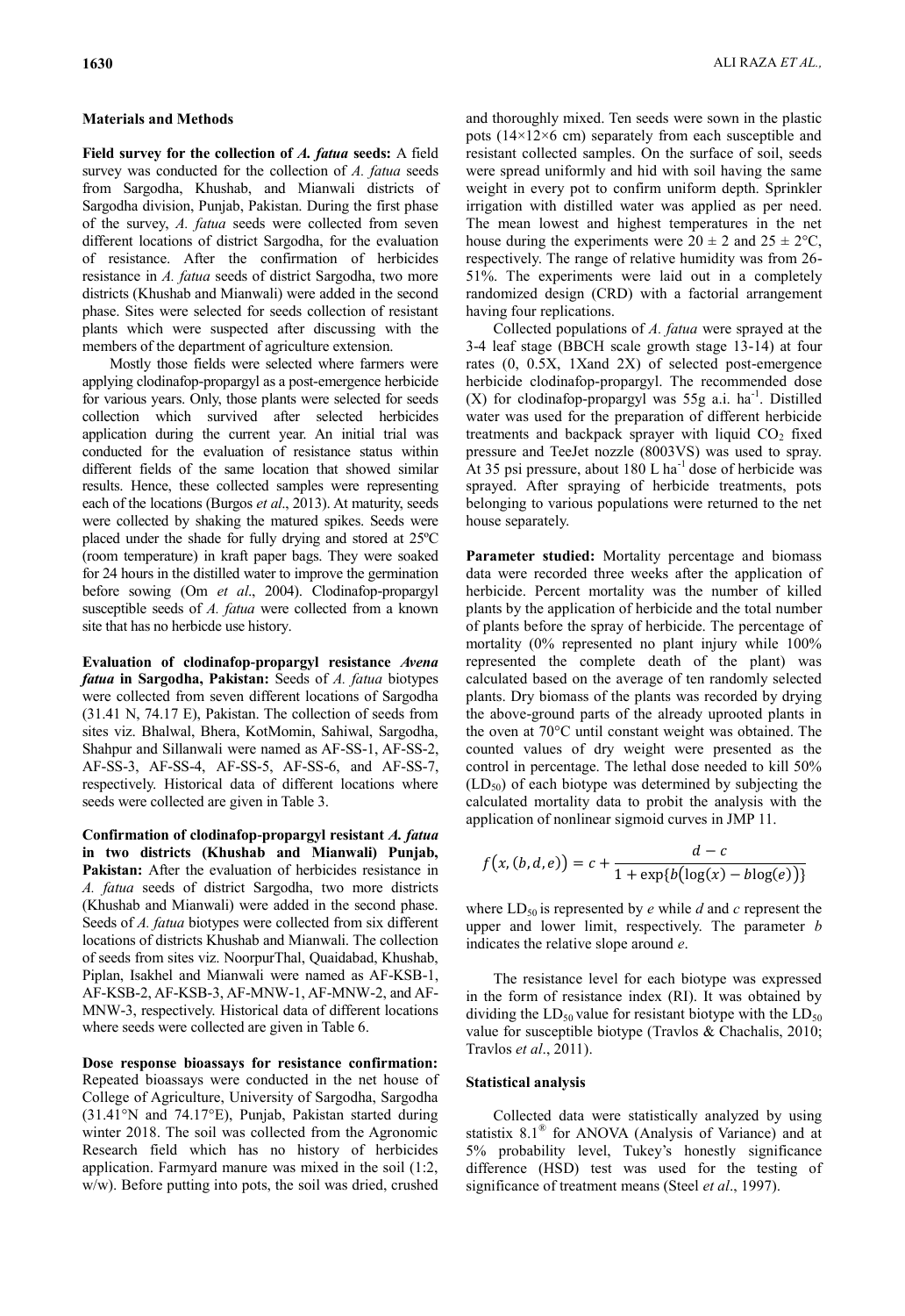## Materials and Methods

**Field survey for the collection of *A. fatua* seeds:** A field survey was conducted for the collection of *A. fatua* seeds from Sargodha, Khushab, and Mianwali districts of Sargodha division, Punjab, Pakistan. During the first phase of the survey, *A. fatua* seeds were collected from seven different locations of district Sargodha, for the evaluation of resistance. After the confirmation of herbicides resistance in *A. fatua* seeds of district Sargodha, two more districts (Khushab and Mianwali) were added in the second phase. Sites were selected for seeds collection of resistant plants which were suspected after discussing with the members of the department of agriculture extension.

Mostly those fields were selected where farmers were applying clodinafop-propargyl as a post-emergence herbicide for various years. Only, those plants were selected for seeds collection which survived after selected herbicides application during the current year. An initial trial was conducted for the evaluation of resistance status within different fields of the same location that showed similar results. Hence, these collected samples were representing each of the locations (Burgos *et al*., 2013). At maturity, seeds were collected by shaking the matured spikes. Seeds were placed under the shade for fully drying and stored at 25ºC (room temperature) in kraft paper bags. They were soaked for 24 hours in the distilled water to improve the germination before sowing (Om *et al*., 2004). Clodinafop-propargyl susceptible seeds of *A. fatua* were collected from a known site that has no herbicde use history.

**Evaluation of clodinafop-propargyl resistance *Avena fatua* in Sargodha, Pakistan:** Seeds of *A. fatua* biotypes were collected from seven different locations of Sargodha (31.41 N, 74.17 E), Pakistan. The collection of seeds from sites viz. Bhalwal, Bhera, KotMomin, Sahiwal, Sargodha, Shahpur and Sillanwali were named as AF-SS-1, AF-SS-2, AF-SS-3, AF-SS-4, AF-SS-5, AF-SS-6, and AF-SS-7, respectively. Historical data of different locations where seeds were collected are given in Table 3.

**Confirmation of clodinafop-propargyl resistant *A. fatua* in two districts (Khushab and Mianwali) Punjab, Pakistan:** After the evaluation of herbicides resistance in *A. fatua* seeds of district Sargodha, two more districts (Khushab and Mianwali) were added in the second phase. Seeds of *A. fatua* biotypes were collected from six different locations of districts Khushab and Mianwali. The collection of seeds from sites viz. NoorpurThal, Quaidabad, Khushab, Piplan, Isakhel and Mianwali were named as AF-KSB-1, AF-KSB-2, AF-KSB-3, AF-MNW-1, AF-MNW-2, and AF-MNW-3, respectively. Historical data of different locations where seeds were collected are given in Table 6.

**Dose response bioassays for resistance confirmation:** Repeated bioassays were conducted in the net house of College of Agriculture, University of Sargodha, Sargodha (31.41°N and 74.17°E), Punjab, Pakistan started during winter 2018. The soil was collected from the Agronomic Research field which has no history of herbicides application. Farmyard manure was mixed in the soil (1:2, w/w). Before putting into pots, the soil was dried, crushed and thoroughly mixed. Ten seeds were sown in the plastic pots (14×12×6 cm) separately from each susceptible and resistant collected samples. On the surface of soil, seeds were spread uniformly and hid with soil having the same weight in every pot to confirm uniform depth. Sprinkler irrigation with distilled water was applied as per need. The mean lowest and highest temperatures in the net house during the experiments were 20 ± 2 and 25 ± 2°C, respectively. The range of relative humidity was from 26-51%. The experiments were laid out in a completely randomized design (CRD) with a factorial arrangement having four replications.

Collected populations of *A. fatua* were sprayed at the 3-4 leaf stage (BBCH scale growth stage 13-14) at four rates (0, 0.5X, 1Xand 2X) of selected post-emergence herbicide clodinafop-propargyl. The recommended dose (X) for clodinafop-propargyl was 55g a.i. ha$^{-1}$. Distilled water was used for the preparation of different herbicide treatments and backpack sprayer with liquid $CO_2$ fixed pressure and TeeJet nozzle (8003VS) was used to spray. At 35 psi pressure, about 180 L ha$^{-1}$ dose of herbicide was sprayed. After spraying of herbicide treatments, pots belonging to various populations were returned to the net house separately.

**Parameter studied:** Mortality percentage and biomass data were recorded three weeks after the application of herbicide. Percent mortality was the number of killed plants by the application of herbicide and the total number of plants before the spray of herbicide. The percentage of mortality (0% represented no plant injury while 100% represented the complete death of the plant) was calculated based on the average of ten randomly selected plants. Dry biomass of the plants was recorded by drying the above-ground parts of the already uprooted plants in the oven at 70°C until constant weight was obtained. The counted values of dry weight were presented as the control in percentage. The lethal dose needed to kill 50% ($LD_{50}$) of each biotype was determined by subjecting the calculated mortality data to probit the analysis with the application of nonlinear sigmoid curves in JMP 11.

$$f\big(x,(b,d,e)\big) = c + \frac{d-c}{1+\exp\{b\big(\log(x) - b\log(e)\big)\}}$$

where $LD_{50}$ is represented by *e* while *d* and *c* represent the upper and lower limit, respectively. The parameter *b* indicates the relative slope around *e*.

The resistance level for each biotype was expressed in the form of resistance index (RI). It was obtained by dividing the $LD_{50}$ value for resistant biotype with the $LD_{50}$ value for susceptible biotype (Travlos & Chachalis, 2010; Travlos *et al*., 2011).

### Statistical analysis

Collected data were statistically analyzed by using statistix 8.1® for ANOVA (Analysis of Variance) and at 5% probability level, Tukey's honestly significance difference (HSD) test was used for the testing of significance of treatment means (Steel *et al*., 1997).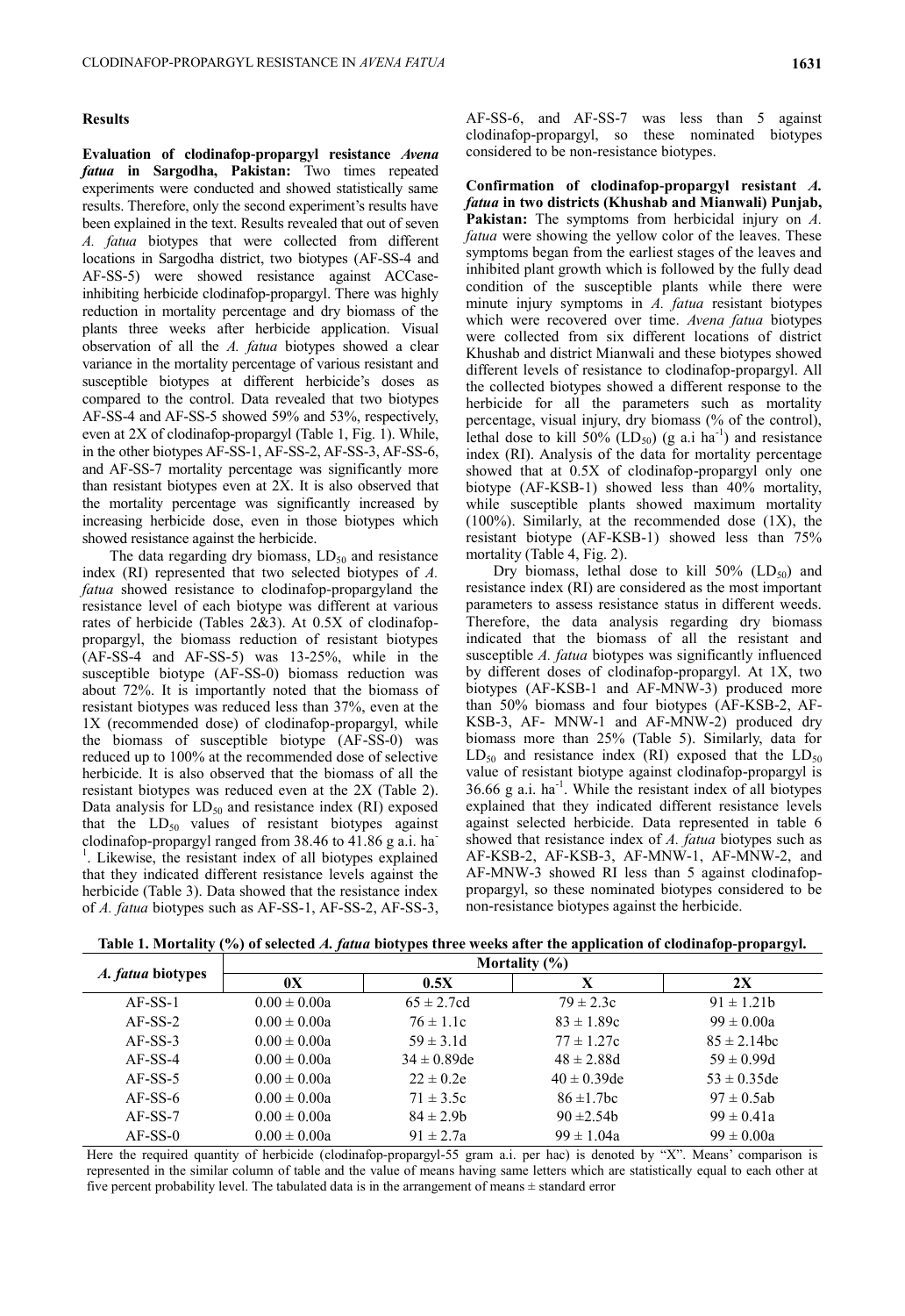**Results**

**Evaluation of clodinafop-propargyl resistance *Avena fatua* in Sargodha, Pakistan:** Two times repeated experiments were conducted and showed statistically same results. Therefore, only the second experiment's results have been explained in the text. Results revealed that out of seven *A. fatua* biotypes that were collected from different locations in Sargodha district, two biotypes (AF-SS-4 and AF-SS-5) were showed resistance against ACCase-inhibiting herbicide clodinafop-propargyl. There was highly reduction in mortality percentage and dry biomass of the plants three weeks after herbicide application. Visual observation of all the *A. fatua* biotypes showed a clear variance in the mortality percentage of various resistant and susceptible biotypes at different herbicide's doses as compared to the control. Data revealed that two biotypes AF-SS-4 and AF-SS-5 showed 59% and 53%, respectively, even at 2X of clodinafop-propargyl (Table 1, Fig. 1). While, in the other biotypes AF-SS-1, AF-SS-2, AF-SS-3, AF-SS-6, and AF-SS-7 mortality percentage was significantly more than resistant biotypes even at 2X. It is also observed that the mortality percentage was significantly increased by increasing herbicide dose, even in those biotypes which showed resistance against the herbicide.

The data regarding dry biomass, $LD_{50}$ and resistance index (RI) represented that two selected biotypes of *A. fatua* showed resistance to clodinafop-propargyland the resistance level of each biotype was different at various rates of herbicide (Tables 2&3). At 0.5X of clodinafop-propargyl, the biomass reduction of resistant biotypes (AF-SS-4 and AF-SS-5) was 13-25%, while in the susceptible biotype (AF-SS-0) biomass reduction was about 72%. It is importantly noted that the biomass of resistant biotypes was reduced less than 37%, even at the 1X (recommended dose) of clodinafop-propargyl, while the biomass of susceptible biotype (AF-SS-0) was reduced up to 100% at the recommended dose of selective herbicide. It is also observed that the biomass of all the resistant biotypes was reduced even at the 2X (Table 2). Data analysis for $LD_{50}$ and resistance index (RI) exposed that the $LD_{50}$ values of resistant biotypes against clodinafop-propargyl ranged from 38.46 to 41.86 g a.i. ha$^{-1}$. Likewise, the resistant index of all biotypes explained that they indicated different resistance levels against the herbicide (Table 3). Data showed that the resistance index of *A. fatua* biotypes such as AF-SS-1, AF-SS-2, AF-SS-3, AF-SS-6, and AF-SS-7 was less than 5 against clodinafop-propargyl, so these nominated biotypes considered to be non-resistance biotypes.

**Confirmation of clodinafop-propargyl resistant *A. fatua* in two districts (Khushab and Mianwali) Punjab, Pakistan:** The symptoms from herbicidal injury on *A. fatua* were showing the yellow color of the leaves. These symptoms began from the earliest stages of the leaves and inhibited plant growth which is followed by the fully dead condition of the susceptible plants while there were minute injury symptoms in *A. fatua* resistant biotypes which were recovered over time. *Avena fatua* biotypes were collected from six different locations of district Khushab and district Mianwali and these biotypes showed different levels of resistance to clodinafop-propargyl. All the collected biotypes showed a different response to the herbicide for all the parameters such as mortality percentage, visual injury, dry biomass (% of the control), lethal dose to kill 50% ($LD_{50}$) (g a.i ha$^{-1}$) and resistance index (RI). Analysis of the data for mortality percentage showed that at 0.5X of clodinafop-propargyl only one biotype (AF-KSB-1) showed less than 40% mortality, while susceptible plants showed maximum mortality (100%). Similarly, at the recommended dose (1X), the resistant biotype (AF-KSB-1) showed less than 75% mortality (Table 4, Fig. 2).

Dry biomass, lethal dose to kill 50% ($LD_{50}$) and resistance index (RI) are considered as the most important parameters to assess resistance status in different weeds. Therefore, the data analysis regarding dry biomass indicated that the biomass of all the resistant and susceptible *A. fatua* biotypes was significantly influenced by different doses of clodinafop-propargyl. At 1X, two biotypes (AF-KSB-1 and AF-MNW-3) produced more than 50% biomass and four biotypes (AF-KSB-2, AF-KSB-3, AF- MNW-1 and AF-MNW-2) produced dry biomass more than 25% (Table 5). Similarly, data for $LD_{50}$ and resistance index (RI) exposed that the $LD_{50}$ value of resistant biotype against clodinafop-propargyl is 36.66 g a.i. ha$^{-1}$. While the resistant index of all biotypes explained that they indicated different resistance levels against selected herbicide. Data represented in table 6 showed that resistance index of *A. fatua* biotypes such as AF-KSB-2, AF-KSB-3, AF-MNW-1, AF-MNW-2, and AF-MNW-3 showed RI less than 5 against clodinafop-propargyl, so these nominated biotypes considered to be non-resistance biotypes against the herbicide.

**Table 1. Mortality (%) of selected *A. fatua* biotypes three weeks after the application of clodinafop-propargyl.**

| *A. fatua* biotypes | Mortality (%) | | | |
|---|---|---|---|---|
| | 0X | 0.5X | X | 2X |
| AF-SS-1 | 0.00 ± 0.00a | 65 ± 2.7cd | 79 ± 2.3c | 91 ± 1.21b |
| AF-SS-2 | 0.00 ± 0.00a | 76 ± 1.1c | 83 ± 1.89c | 99 ± 0.00a |
| AF-SS-3 | 0.00 ± 0.00a | 59 ± 3.1d | 77 ± 1.27c | 85 ± 2.14bc |
| AF-SS-4 | 0.00 ± 0.00a | 34 ± 0.89de | 48 ± 2.88d | 59 ± 0.99d |
| AF-SS-5 | 0.00 ± 0.00a | 22 ± 0.2e | 40 ± 0.39de | 53 ± 0.35de |
| AF-SS-6 | 0.00 ± 0.00a | 71 ± 3.5c | 86 ±1.7bc | 97 ± 0.5ab |
| AF-SS-7 | 0.00 ± 0.00a | 84 ± 2.9b | 90 ±2.54b | 99 ± 0.41a |
| AF-SS-0 | 0.00 ± 0.00a | 91 ± 2.7a | 99 ± 1.04a | 99 ± 0.00a |

Here the required quantity of herbicide (clodinafop-propargyl-55 gram a.i. per hac) is denoted by "X". Means' comparison is represented in the similar column of table and the value of means having same letters which are statistically equal to each other at five percent probability level. The tabulated data is in the arrangement of means ± standard error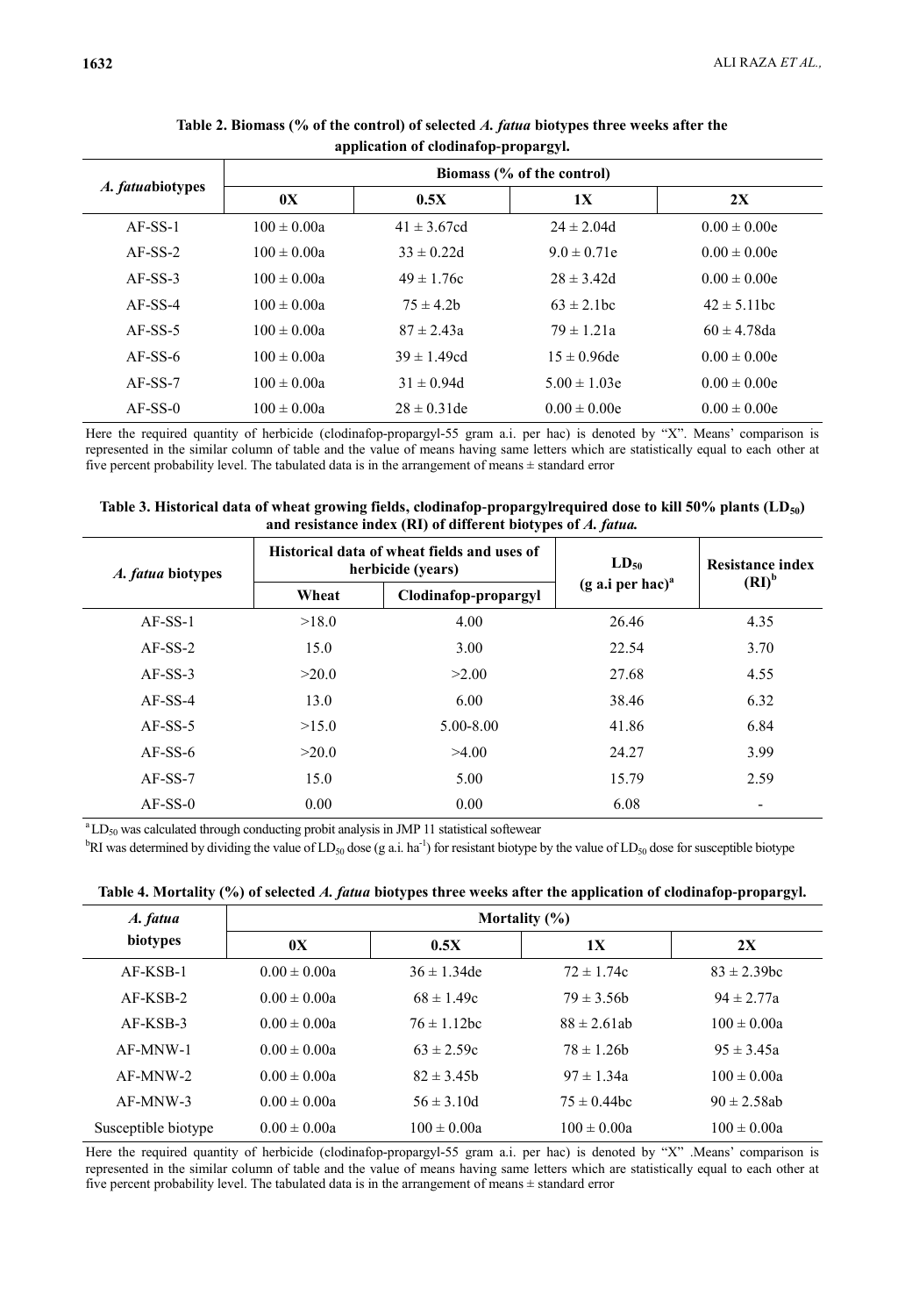**Table 2. Biomass (% of the control) of selected *A. fatua* biotypes three weeks after the application of clodinafop-propargyl.**

| *A. fatua*biotypes | Biomass (% of the control) | | | |
|---|---|---|---|---|
| | 0X | 0.5X | 1X | 2X |
| AF-SS-1 | 100 ± 0.00a | 41 ± 3.67cd | 24 ± 2.04d | 0.00 ± 0.00e |
| AF-SS-2 | 100 ± 0.00a | 33 ± 0.22d | 9.0 ± 0.71e | 0.00 ± 0.00e |
| AF-SS-3 | 100 ± 0.00a | 49 ± 1.76c | 28 ± 3.42d | 0.00 ± 0.00e |
| AF-SS-4 | 100 ± 0.00a | 75 ± 4.2b | 63 ± 2.1bc | 42 ± 5.11bc |
| AF-SS-5 | 100 ± 0.00a | 87 ± 2.43a | 79 ± 1.21a | 60 ± 4.78da |
| AF-SS-6 | 100 ± 0.00a | 39 ± 1.49cd | 15 ± 0.96de | 0.00 ± 0.00e |
| AF-SS-7 | 100 ± 0.00a | 31 ± 0.94d | 5.00 ± 1.03e | 0.00 ± 0.00e |
| AF-SS-0 | 100 ± 0.00a | 28 ± 0.31de | 0.00 ± 0.00e | 0.00 ± 0.00e |

Here the required quantity of herbicide (clodinafop-propargyl-55 gram a.i. per hac) is denoted by "X". Means' comparison is represented in the similar column of table and the value of means having same letters which are statistically equal to each other at five percent probability level. The tabulated data is in the arrangement of means ± standard error

**Table 3. Historical data of wheat growing fields, clodinafop-propargylrequired dose to kill 50% plants ($LD_{50}$) and resistance index (RI) of different biotypes of *A. fatua.***

| *A. fatua* biotypes | Historical data of wheat fields and uses of herbicide (years) | | $LD_{50}$ (g a.i per hac)[a] | Resistance index (RI)[b] |
|---|---|---|---|---|
| | Wheat | Clodinafop-propargyl | | |
| AF-SS-1 | >18.0 | 4.00 | 26.46 | 4.35 |
| AF-SS-2 | 15.0 | 3.00 | 22.54 | 3.70 |
| AF-SS-3 | >20.0 | >2.00 | 27.68 | 4.55 |
| AF-SS-4 | 13.0 | 6.00 | 38.46 | 6.32 |
| AF-SS-5 | >15.0 | 5.00-8.00 | 41.86 | 6.84 |
| AF-SS-6 | >20.0 | >4.00 | 24.27 | 3.99 |
| AF-SS-7 | 15.0 | 5.00 | 15.79 | 2.59 |
| AF-SS-0 | 0.00 | 0.00 | 6.08 | - |

[a] $LD_{50}$ was calculated through conducting probit analysis in JMP 11 statistical softewear

[b] RI was determined by dividing the value of $LD_{50}$ dose (g a.i. $ha^{-1}$) for resistant biotype by the value of $LD_{50}$ dose for susceptible biotype

**Table 4. Mortality (%) of selected *A. fatua* biotypes three weeks after the application of clodinafop-propargyl.**

| *A. fatua* biotypes | Mortality (%) | | | |
|---|---|---|---|---|
| | 0X | 0.5X | 1X | 2X |
| AF-KSB-1 | 0.00 ± 0.00a | 36 ± 1.34de | 72 ± 1.74c | 83 ± 2.39bc |
| AF-KSB-2 | 0.00 ± 0.00a | 68 ± 1.49c | 79 ± 3.56b | 94 ± 2.77a |
| AF-KSB-3 | 0.00 ± 0.00a | 76 ± 1.12bc | 88 ± 2.61ab | 100 ± 0.00a |
| AF-MNW-1 | 0.00 ± 0.00a | 63 ± 2.59c | 78 ± 1.26b | 95 ± 3.45a |
| AF-MNW-2 | 0.00 ± 0.00a | 82 ± 3.45b | 97 ± 1.34a | 100 ± 0.00a |
| AF-MNW-3 | 0.00 ± 0.00a | 56 ± 3.10d | 75 ± 0.44bc | 90 ± 2.58ab |
| Susceptible biotype | 0.00 ± 0.00a | 100 ± 0.00a | 100 ± 0.00a | 100 ± 0.00a |

Here the required quantity of herbicide (clodinafop-propargyl-55 gram a.i. per hac) is denoted by "X" .Means' comparison is represented in the similar column of table and the value of means having same letters which are statistically equal to each other at five percent probability level. The tabulated data is in the arrangement of means ± standard error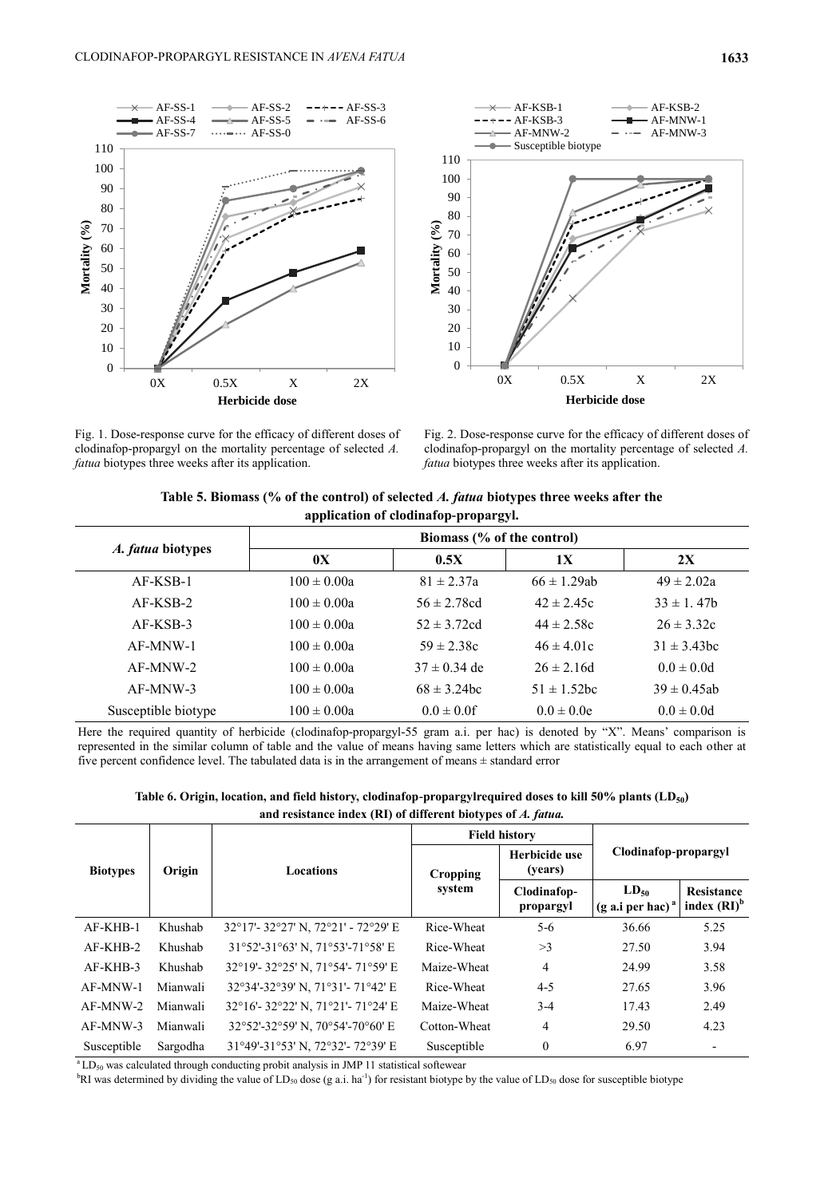Fig. 1. Dose-response curve for the efficacy of different doses of clodinafop-propargyl on the mortality percentage of selected *A. fatua* biotypes three weeks after its application.

Fig. 2. Dose-response curve for the efficacy of different doses of clodinafop-propargyl on the mortality percentage of selected *A. fatua* biotypes three weeks after its application.

**Table 5. Biomass (% of the control) of selected *A. fatua* biotypes three weeks after the application of clodinafop-propargyl.**

| *A. fatua* biotypes | Biomass (% of the control) | | | |
|---|---|---|---|---|
| | 0X | 0.5X | 1X | 2X |
| AF-KSB-1 | 100 ± 0.00a | 81 ± 2.37a | 66 ± 1.29ab | 49 ± 2.02a |
| AF-KSB-2 | 100 ± 0.00a | 56 ± 2.78cd | 42 ± 2.45c | 33 ± 1. 47b |
| AF-KSB-3 | 100 ± 0.00a | 52 ± 3.72cd | 44 ± 2.58c | 26 ± 3.32c |
| AF-MNW-1 | 100 ± 0.00a | 59 ± 2.38c | 46 ± 4.01c | 31 ± 3.43bc |
| AF-MNW-2 | 100 ± 0.00a | 37 ± 0.34 de | 26 ± 2.16d | 0.0 ± 0.0d |
| AF-MNW-3 | 100 ± 0.00a | 68 ± 3.24bc | 51 ± 1.52bc | 39 ± 0.45ab |
| Susceptible biotype | 100 ± 0.00a | 0.0 ± 0.0f | 0.0 ± 0.0e | 0.0 ± 0.0d |

Here the required quantity of herbicide (clodinafop-propargyl-55 gram a.i. per hac) is denoted by "X". Means' comparison is represented in the similar column of table and the value of means having same letters which are statistically equal to each other at five percent confidence level. The tabulated data is in the arrangement of means ± standard error

**Table 6. Origin, location, and field history, clodinafop-propargylrequired doses to kill 50% plants ($LD_{50}$) and resistance index (RI) of different biotypes of *A. fatua*.**

| Biotypes | Origin | Locations | Field history | | Clodinafop-propargyl | |
|---|---|---|---|---|---|---|
| | | | Cropping system | Herbicide use (years) | | |
| | | | | Clodinafop-propargyl | $LD_{50}$ (g a.i per hac) [a] | Resistance index (RI) [b] |
| AF-KHB-1 | Khushab | 32°17'- 32°27' N, 72°21' - 72°29' E | Rice-Wheat | 5-6 | 36.66 | 5.25 |
| AF-KHB-2 | Khushab | 31°52'-31°63' N, 71°53'-71°58' E | Rice-Wheat | >3 | 27.50 | 3.94 |
| AF-KHB-3 | Khushab | 32°19'- 32°25' N, 71°54'- 71°59' E | Maize-Wheat | 4 | 24.99 | 3.58 |
| AF-MNW-1 | Mianwali | 32°34'-32°39' N, 71°31'- 71°42' E | Rice-Wheat | 4-5 | 27.65 | 3.96 |
| AF-MNW-2 | Mianwali | 32°16'- 32°22' N, 71°21'- 71°24' E | Maize-Wheat | 3-4 | 17.43 | 2.49 |
| AF-MNW-3 | Mianwali | 32°52'-32°59' N, 70°54'-70°60' E | Cotton-Wheat | 4 | 29.50 | 4.23 |
| Susceptible | Sargodha | 31°49'-31°53' N, 72°32'- 72°39' E | Susceptible | 0 | 6.97 | - |

[a] $LD_{50}$ was calculated through conducting probit analysis in JMP 11 statistical softewear

[b] RI was determined by dividing the value of $LD_{50}$ dose (g a.i. $ha^{-1}$) for resistant biotype by the value of $LD_{50}$ dose for susceptible biotype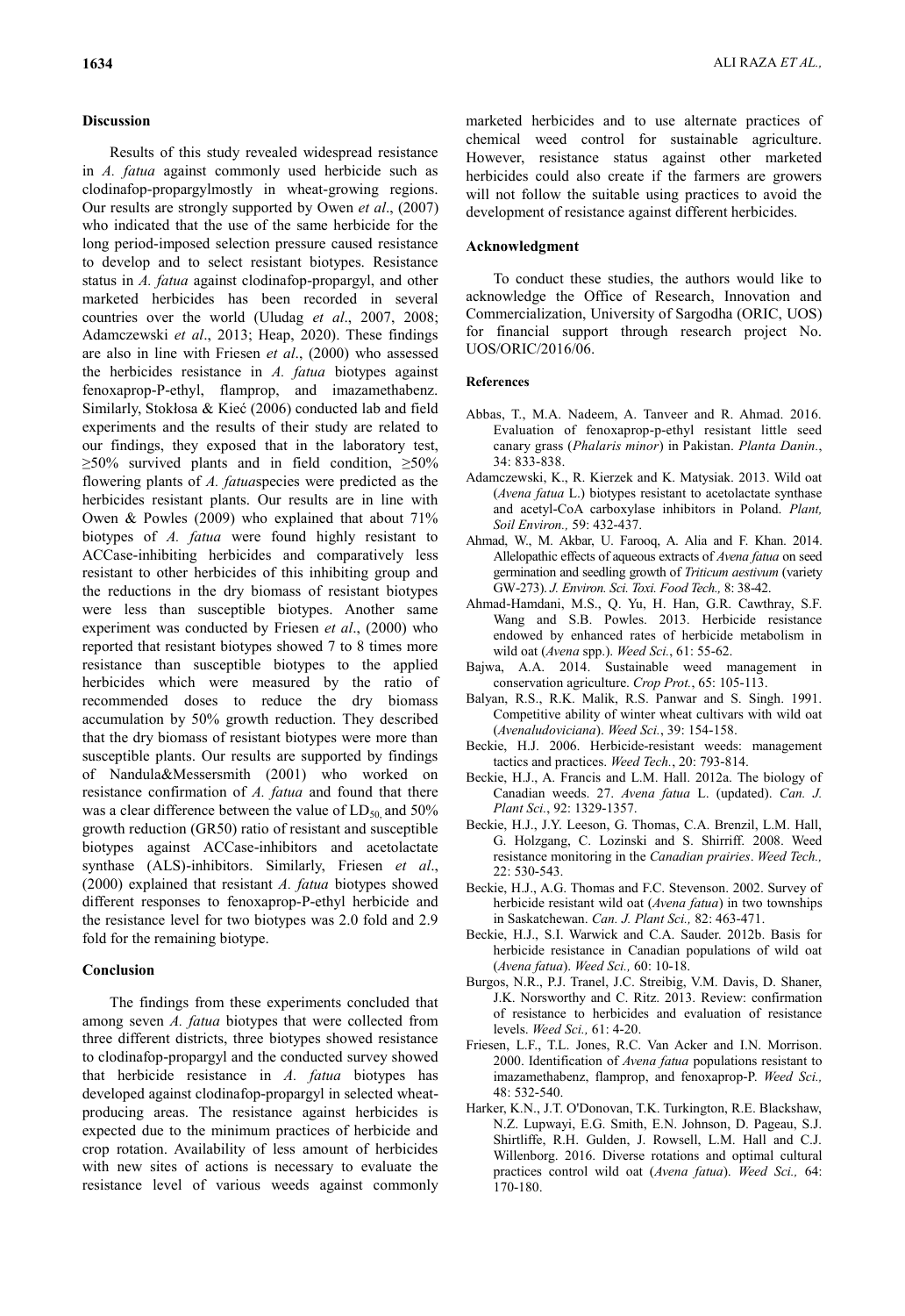## Discussion

Results of this study revealed widespread resistance in *A. fatua* against commonly used herbicide such as clodinafop-propargylmostly in wheat-growing regions. Our results are strongly supported by Owen *et al*., (2007) who indicated that the use of the same herbicide for the long period-imposed selection pressure caused resistance to develop and to select resistant biotypes. Resistance status in *A. fatua* against clodinafop-propargyl, and other marketed herbicides has been recorded in several countries over the world (Uludag *et al*., 2007, 2008; Adamczewski *et al*., 2013; Heap, 2020). These findings are also in line with Friesen *et al*., (2000) who assessed the herbicides resistance in *A. fatua* biotypes against fenoxaprop-P-ethyl, flamprop, and imazamethabenz. Similarly, Stokłosa & Kieć (2006) conducted lab and field experiments and the results of their study are related to our findings, they exposed that in the laboratory test, ≥50% survived plants and in field condition, ≥50% flowering plants of *A. fatua*species were predicted as the herbicides resistant plants. Our results are in line with Owen & Powles (2009) who explained that about 71% biotypes of *A. fatua* were found highly resistant to ACCase-inhibiting herbicides and comparatively less resistant to other herbicides of this inhibiting group and the reductions in the dry biomass of resistant biotypes were less than susceptible biotypes. Another same experiment was conducted by Friesen *et al*., (2000) who reported that resistant biotypes showed 7 to 8 times more resistance than susceptible biotypes to the applied herbicides which were measured by the ratio of recommended doses to reduce the dry biomass accumulation by 50% growth reduction. They described that the dry biomass of resistant biotypes were more than susceptible plants. Our results are supported by findings of Nandula&Messersmith (2001) who worked on resistance confirmation of *A. fatua* and found that there was a clear difference between the value of $LD_{50}$ and 50% growth reduction (GR50) ratio of resistant and susceptible biotypes against ACCase-inhibitors and acetolactate synthase (ALS)-inhibitors. Similarly, Friesen *et al*., (2000) explained that resistant *A. fatua* biotypes showed different responses to fenoxaprop-P-ethyl herbicide and the resistance level for two biotypes was 2.0 fold and 2.9 fold for the remaining biotype.

## Conclusion

The findings from these experiments concluded that among seven *A. fatua* biotypes that were collected from three different districts, three biotypes showed resistance to clodinafop-propargyl and the conducted survey showed that herbicide resistance in *A. fatua* biotypes has developed against clodinafop-propargyl in selected wheat-producing areas. The resistance against herbicides is expected due to the minimum practices of herbicide and crop rotation. Availability of less amount of herbicides with new sites of actions is necessary to evaluate the resistance level of various weeds against commonly marketed herbicides and to use alternate practices of chemical weed control for sustainable agriculture. However, resistance status against other marketed herbicides could also create if the farmers are growers will not follow the suitable using practices to avoid the development of resistance against different herbicides.

## Acknowledgment

To conduct these studies, the authors would like to acknowledge the Office of Research, Innovation and Commercialization, University of Sargodha (ORIC, UOS) for financial support through research project No. UOS/ORIC/2016/06.

## References

Abbas, T., M.A. Nadeem, A. Tanveer and R. Ahmad. 2016. Evaluation of fenoxaprop-p-ethyl resistant little seed canary grass (*Phalaris minor*) in Pakistan. *Planta Danin.*, 34: 833-838.

Adamczewski, K., R. Kierzek and K. Matysiak. 2013. Wild oat (*Avena fatua* L.) biotypes resistant to acetolactate synthase and acetyl-CoA carboxylase inhibitors in Poland. *Plant, Soil Environ.,* 59: 432-437.

Ahmad, W., M. Akbar, U. Farooq, A. Alia and F. Khan. 2014. Allelopathic effects of aqueous extracts of *Avena fatua* on seed germination and seedling growth of *Triticum aestivum* (variety GW-273). *J. Environ. Sci. Toxi. Food Tech.,* 8: 38-42.

Ahmad-Hamdani, M.S., Q. Yu, H. Han, G.R. Cawthray, S.F. Wang and S.B. Powles. 2013. Herbicide resistance endowed by enhanced rates of herbicide metabolism in wild oat (*Avena* spp.). *Weed Sci.*, 61: 55-62.

Bajwa, A.A. 2014. Sustainable weed management in conservation agriculture. *Crop Prot.*, 65: 105-113.

Balyan, R.S., R.K. Malik, R.S. Panwar and S. Singh. 1991. Competitive ability of winter wheat cultivars with wild oat (*Avenaludoviciana*). *Weed Sci.*, 39: 154-158.

Beckie, H.J. 2006. Herbicide-resistant weeds: management tactics and practices. *Weed Tech.*, 20: 793-814.

Beckie, H.J., A. Francis and L.M. Hall. 2012a. The biology of Canadian weeds. 27. *Avena fatua* L. (updated). *Can. J. Plant Sci.*, 92: 1329-1357.

Beckie, H.J., J.Y. Leeson, G. Thomas, C.A. Brenzil, L.M. Hall, G. Holzgang, C. Lozinski and S. Shirriff. 2008. Weed resistance monitoring in the *Canadian prairies*. *Weed Tech.,* 22: 530-543.

Beckie, H.J., A.G. Thomas and F.C. Stevenson. 2002. Survey of herbicide resistant wild oat (*Avena fatua*) in two townships in Saskatchewan. *Can. J. Plant Sci.,* 82: 463-471.

Beckie, H.J., S.I. Warwick and C.A. Sauder. 2012b. Basis for herbicide resistance in Canadian populations of wild oat (*Avena fatua*). *Weed Sci.,* 60: 10-18.

Burgos, N.R., P.J. Tranel, J.C. Streibig, V.M. Davis, D. Shaner, J.K. Norsworthy and C. Ritz. 2013. Review: confirmation of resistance to herbicides and evaluation of resistance levels. *Weed Sci.,* 61: 4-20.

Friesen, L.F., T.L. Jones, R.C. Van Acker and I.N. Morrison. 2000. Identification of *Avena fatua* populations resistant to imazamethabenz, flamprop, and fenoxaprop-P. *Weed Sci.,* 48: 532-540.

Harker, K.N., J.T. O'Donovan, T.K. Turkington, R.E. Blackshaw, N.Z. Lupwayi, E.G. Smith, E.N. Johnson, D. Pageau, S.J. Shirtliffe, R.H. Gulden, J. Rowsell, L.M. Hall and C.J. Willenborg. 2016. Diverse rotations and optimal cultural practices control wild oat (*Avena fatua*). *Weed Sci.,* 64: 170-180.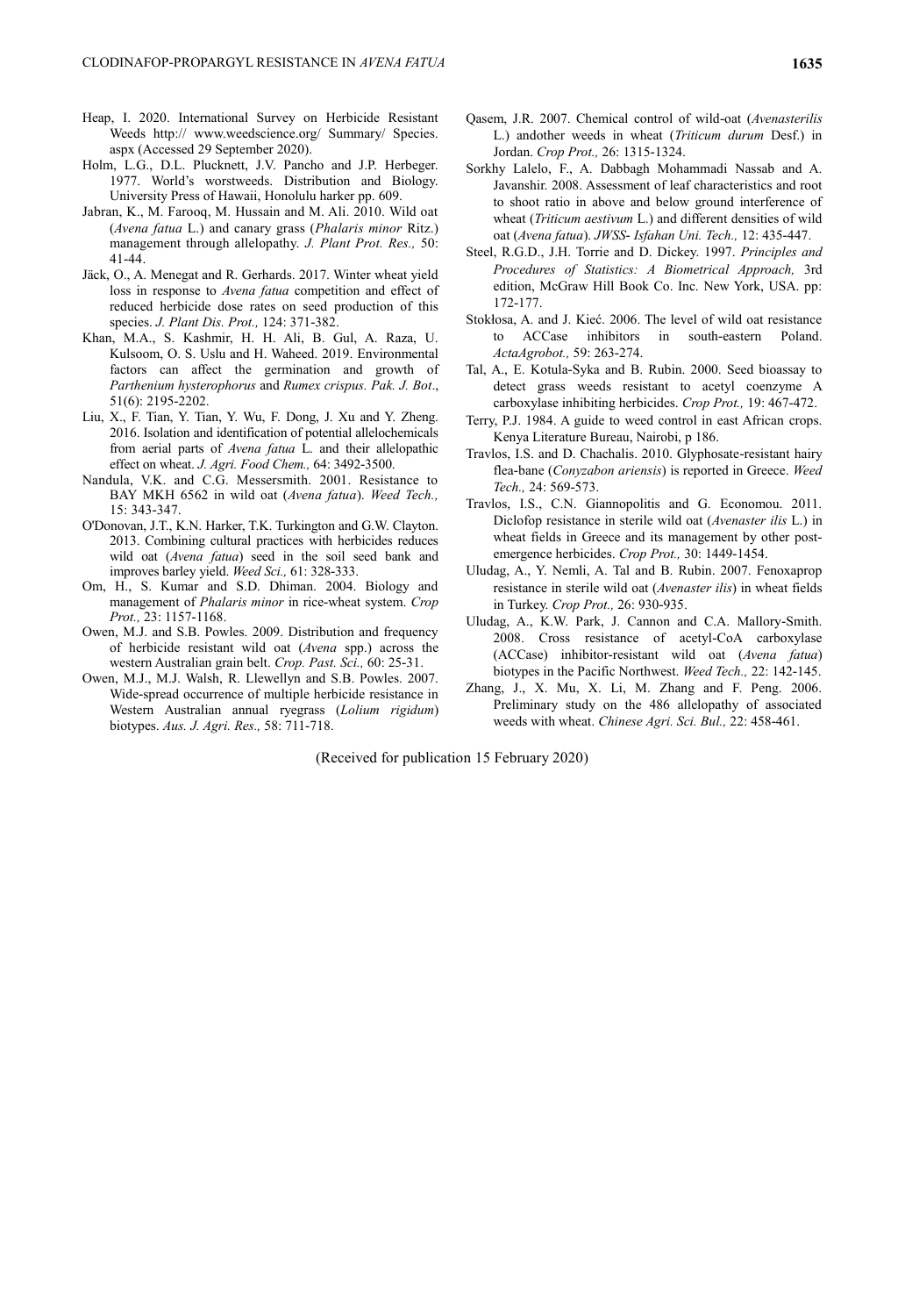Heap, I. 2020. International Survey on Herbicide Resistant Weeds http:// www.weedscience.org/ Summary/ Species. aspx (Accessed 29 September 2020).

Holm, L.G., D.L. Plucknett, J.V. Pancho and J.P. Herbeger. 1977. World's worstweeds. Distribution and Biology. University Press of Hawaii, Honolulu harker pp. 609.

Jabran, K., M. Farooq, M. Hussain and M. Ali. 2010. Wild oat (*Avena fatua* L.) and canary grass (*Phalaris minor* Ritz.) management through allelopathy. *J. Plant Prot. Res.,* 50: 41-44.

Jäck, O., A. Menegat and R. Gerhards. 2017. Winter wheat yield loss in response to *Avena fatua* competition and effect of reduced herbicide dose rates on seed production of this species. *J. Plant Dis. Prot.,* 124: 371-382.

Khan, M.A., S. Kashmir, H. H. Ali, B. Gul, A. Raza, U. Kulsoom, O. S. Uslu and H. Waheed. 2019. Environmental factors can affect the germination and growth of *Parthenium hysterophorus* and *Rumex crispus*. *Pak. J. Bot*., 51(6): 2195-2202.

Liu, X., F. Tian, Y. Tian, Y. Wu, F. Dong, J. Xu and Y. Zheng. 2016. Isolation and identification of potential allelochemicals from aerial parts of *Avena fatua* L. and their allelopathic effect on wheat. *J. Agri. Food Chem.,* 64: 3492-3500.

Nandula, V.K. and C.G. Messersmith. 2001. Resistance to BAY MKH 6562 in wild oat (*Avena fatua*). *Weed Tech.,* 15: 343-347.

O'Donovan, J.T., K.N. Harker, T.K. Turkington and G.W. Clayton. 2013. Combining cultural practices with herbicides reduces wild oat (*Avena fatua*) seed in the soil seed bank and improves barley yield. *Weed Sci.,* 61: 328-333.

Om, H., S. Kumar and S.D. Dhiman. 2004. Biology and management of *Phalaris minor* in rice-wheat system. *Crop Prot.,* 23: 1157-1168.

Owen, M.J. and S.B. Powles. 2009. Distribution and frequency of herbicide resistant wild oat (*Avena* spp.) across the western Australian grain belt. *Crop. Past. Sci.,* 60: 25-31.

Owen, M.J., M.J. Walsh, R. Llewellyn and S.B. Powles. 2007. Wide-spread occurrence of multiple herbicide resistance in Western Australian annual ryegrass (*Lolium rigidum*) biotypes. *Aus. J. Agri. Res.,* 58: 711-718.

Qasem, J.R. 2007. Chemical control of wild-oat (*Avenasterilis* L.) andother weeds in wheat (*Triticum durum* Desf.) in Jordan. *Crop Prot.,* 26: 1315-1324.

Sorkhy Lalelo, F., A. Dabbagh Mohammadi Nassab and A. Javanshir. 2008. Assessment of leaf characteristics and root to shoot ratio in above and below ground interference of wheat (*Triticum aestivum* L.) and different densities of wild oat (*Avena fatua*). *JWSS- Isfahan Uni. Tech.,* 12: 435-447.

Steel, R.G.D., J.H. Torrie and D. Dickey. 1997. *Principles and Procedures of Statistics: A Biometrical Approach,* 3rd edition, McGraw Hill Book Co. Inc. New York, USA. pp: 172-177.

Stokłosa, A. and J. Kieć. 2006. The level of wild oat resistance to ACCase inhibitors in south-eastern Poland. *ActaAgrobot.,* 59: 263-274.

Tal, A., E. Kotula-Syka and B. Rubin. 2000. Seed bioassay to detect grass weeds resistant to acetyl coenzyme A carboxylase inhibiting herbicides. *Crop Prot.,* 19: 467-472.

Terry, P.J. 1984. A guide to weed control in east African crops. Kenya Literature Bureau, Nairobi, p 186.

Travlos, I.S. and D. Chachalis. 2010. Glyphosate-resistant hairy flea-bane (*Conyzabon ariensis*) is reported in Greece. *Weed Tech.,* 24: 569-573.

Travlos, I.S., C.N. Giannopolitis and G. Economou. 2011. Diclofop resistance in sterile wild oat (*Avenaster ilis* L.) in wheat fields in Greece and its management by other post-emergence herbicides. *Crop Prot.,* 30: 1449-1454.

Uludag, A., Y. Nemli, A. Tal and B. Rubin. 2007. Fenoxaprop resistance in sterile wild oat (*Avenaster ilis*) in wheat fields in Turkey. *Crop Prot.,* 26: 930-935.

Uludag, A., K.W. Park, J. Cannon and C.A. Mallory-Smith. 2008. Cross resistance of acetyl-CoA carboxylase (ACCase) inhibitor-resistant wild oat (*Avena fatua*) biotypes in the Pacific Northwest. *Weed Tech.,* 22: 142-145.

Zhang, J., X. Mu, X. Li, M. Zhang and F. Peng. 2006. Preliminary study on the 486 allelopathy of associated weeds with wheat. *Chinese Agri. Sci. Bul.,* 22: 458-461.

(Received for publication 15 February 2020)